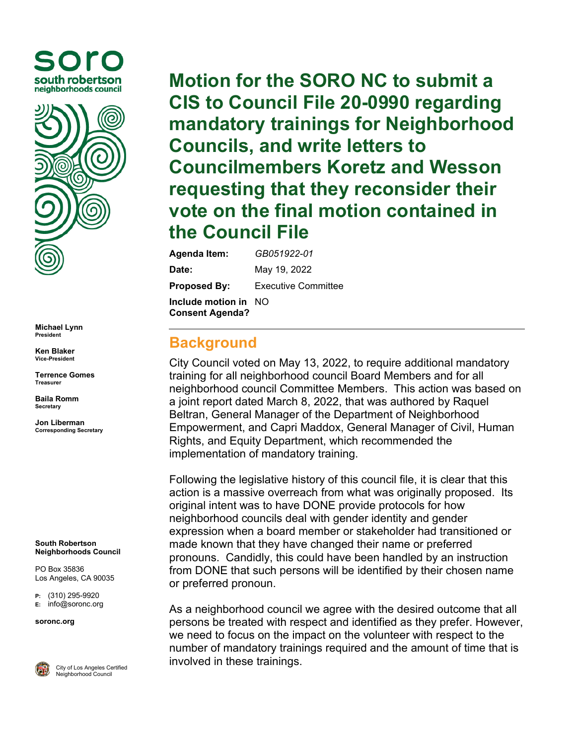soro
south robertson neighborhoods council

**Michael Lynn**
President

**Ken Blaker**
Vice-President

**Terrence Gomes**
Treasurer

**Baila Romm**
Secretary

**Jon Liberman**
Corresponding Secretary

**South Robertson Neighborhoods Council**

PO Box 35836
Los Angeles, CA 90035

**P:** (310) 295-9920
**E:** info@soronc.org

**soronc.org**

City of Los Angeles Certified Neighborhood Council

# Motion for the SORO NC to submit a CIS to Council File 20-0990 regarding mandatory trainings for Neighborhood Councils, and write letters to Councilmembers Koretz and Wesson requesting that they reconsider their vote on the final motion contained in the Council File

| | |
|---|---|
| **Agenda Item:** | *GB051922-01* |
| **Date:** | May 19, 2022 |
| **Proposed By:** | Executive Committee |
| **Include motion in Consent Agenda?** | NO |

## Background

City Council voted on May 13, 2022, to require additional mandatory training for all neighborhood council Board Members and for all neighborhood council Committee Members. This action was based on a joint report dated March 8, 2022, that was authored by Raquel Beltran, General Manager of the Department of Neighborhood Empowerment, and Capri Maddox, General Manager of Civil, Human Rights, and Equity Department, which recommended the implementation of mandatory training.

Following the legislative history of this council file, it is clear that this action is a massive overreach from what was originally proposed. Its original intent was to have DONE provide protocols for how neighborhood councils deal with gender identity and gender expression when a board member or stakeholder had transitioned or made known that they have changed their name or preferred pronouns. Candidly, this could have been handled by an instruction from DONE that such persons will be identified by their chosen name or preferred pronoun.

As a neighborhood council we agree with the desired outcome that all persons be treated with respect and identified as they prefer. However, we need to focus on the impact on the volunteer with respect to the number of mandatory trainings required and the amount of time that is involved in these trainings.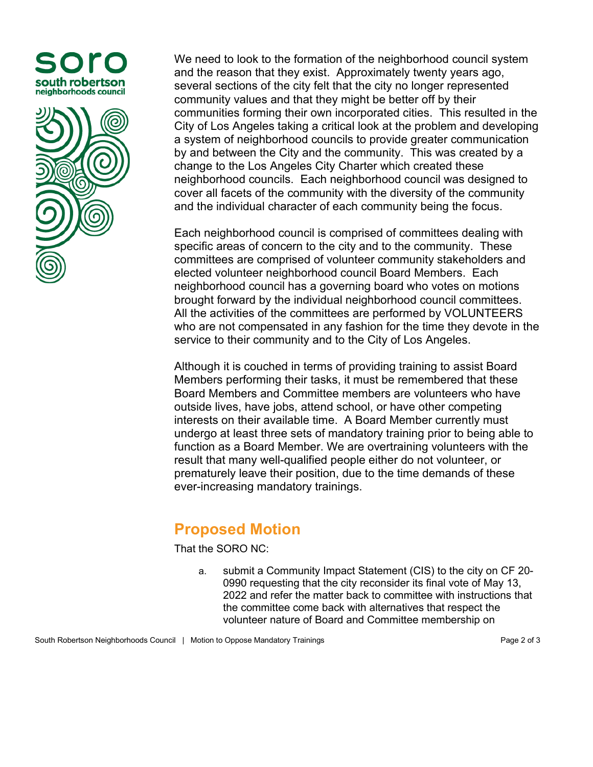We need to look to the formation of the neighborhood council system and the reason that they exist. Approximately twenty years ago, several sections of the city felt that the city no longer represented community values and that they might be better off by their communities forming their own incorporated cities. This resulted in the City of Los Angeles taking a critical look at the problem and developing a system of neighborhood councils to provide greater communication by and between the City and the community. This was created by a change to the Los Angeles City Charter which created these neighborhood councils. Each neighborhood council was designed to cover all facets of the community with the diversity of the community and the individual character of each community being the focus.

Each neighborhood council is comprised of committees dealing with specific areas of concern to the city and to the community. These committees are comprised of volunteer community stakeholders and elected volunteer neighborhood council Board Members. Each neighborhood council has a governing board who votes on motions brought forward by the individual neighborhood council committees. All the activities of the committees are performed by VOLUNTEERS who are not compensated in any fashion for the time they devote in the service to their community and to the City of Los Angeles.

Although it is couched in terms of providing training to assist Board Members performing their tasks, it must be remembered that these Board Members and Committee members are volunteers who have outside lives, have jobs, attend school, or have other competing interests on their available time. A Board Member currently must undergo at least three sets of mandatory training prior to being able to function as a Board Member. We are overtraining volunteers with the result that many well-qualified people either do not volunteer, or prematurely leave their position, due to the time demands of these ever-increasing mandatory trainings.

## Proposed Motion

That the SORO NC:

a. submit a Community Impact Statement (CIS) to the city on CF 20-0990 requesting that the city reconsider its final vote of May 13, 2022 and refer the matter back to committee with instructions that the committee come back with alternatives that respect the volunteer nature of Board and Committee membership on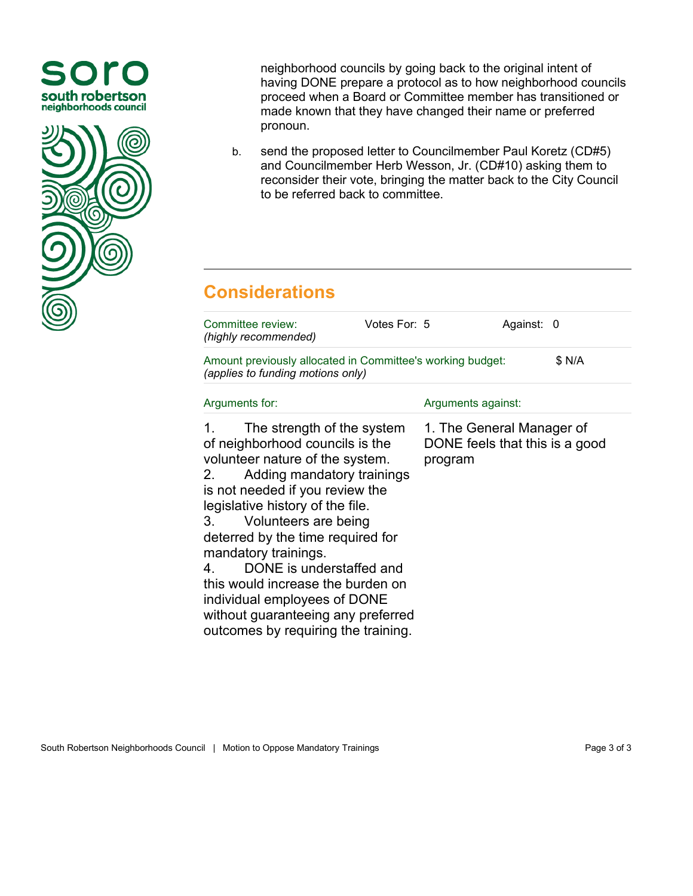neighborhood councils by going back to the original intent of having DONE prepare a protocol as to how neighborhood councils proceed when a Board or Committee member has transitioned or made known that they have changed their name or preferred pronoun.

b. send the proposed letter to Councilmember Paul Koretz (CD#5) and Councilmember Herb Wesson, Jr. (CD#10) asking them to reconsider their vote, bringing the matter back to the City Council to be referred back to committee.

## Considerations

| Committee review: *(highly recommended)* | Votes For: 5 | Against: 0 |
|---|---|---|
| Amount previously allocated in Committee's working budget: *(applies to funding motions only)* | | $ N/A |

| Arguments for: | Arguments against: |
|---|---|
| 1. The strength of the system of neighborhood councils is the volunteer nature of the system.<br>2. Adding mandatory trainings is not needed if you review the legislative history of the file.<br>3. Volunteers are being deterred by the time required for mandatory trainings.<br>4. DONE is understaffed and this would increase the burden on individual employees of DONE without guaranteeing any preferred outcomes by requiring the training. | 1. The General Manager of DONE feels that this is a good program |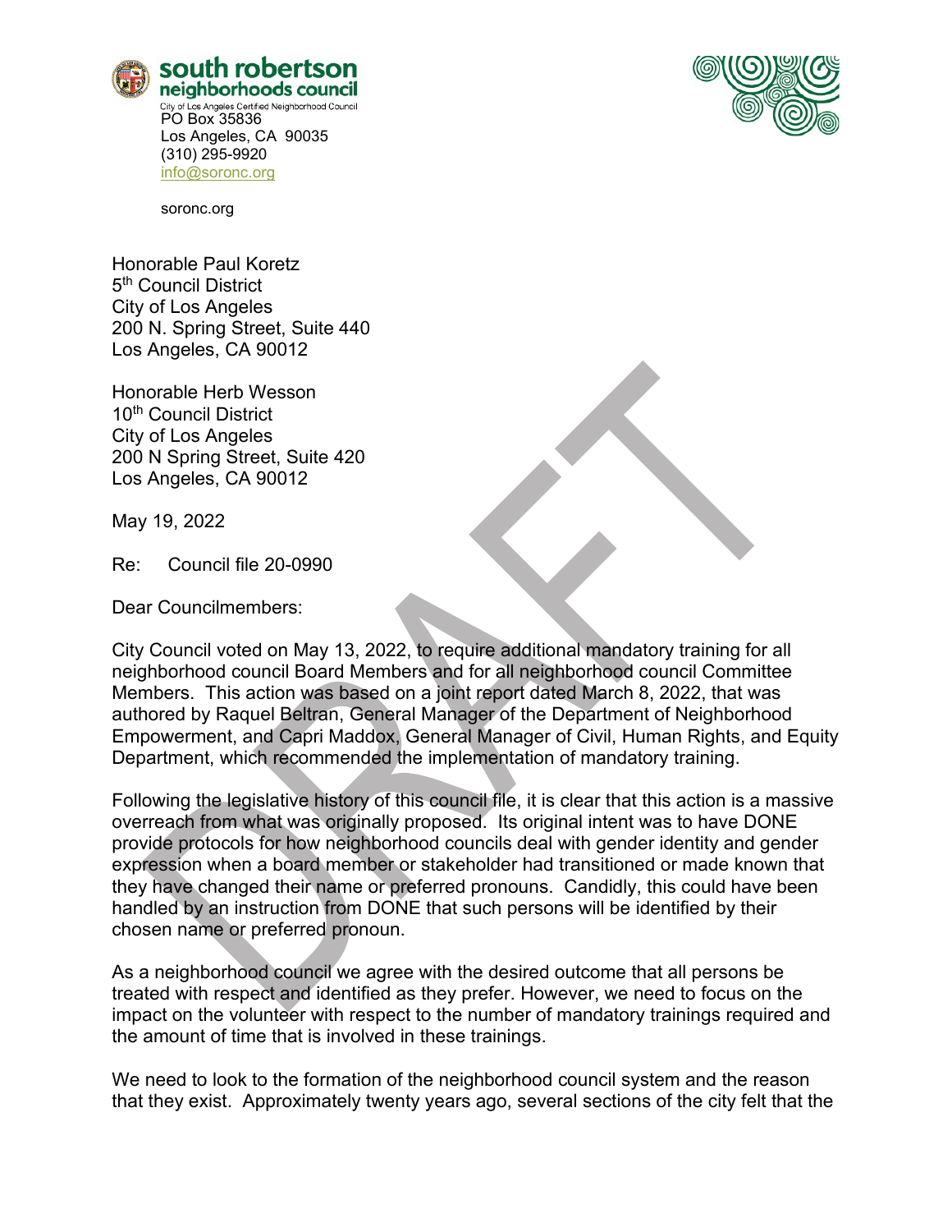**south robertson neighborhoods council**
City of Los Angeles Certified Neighborhood Council
PO Box 35836
Los Angeles, CA 90035
(310) 295-9920
info@soronc.org

soronc.org

Honorable Paul Koretz
5th Council District
City of Los Angeles
200 N. Spring Street, Suite 440
Los Angeles, CA 90012

Honorable Herb Wesson
10th Council District
City of Los Angeles
200 N Spring Street, Suite 420
Los Angeles, CA 90012

May 19, 2022

Re: Council file 20-0990

Dear Councilmembers:

City Council voted on May 13, 2022, to require additional mandatory training for all neighborhood council Board Members and for all neighborhood council Committee Members. This action was based on a joint report dated March 8, 2022, that was authored by Raquel Beltran, General Manager of the Department of Neighborhood Empowerment, and Capri Maddox, General Manager of Civil, Human Rights, and Equity Department, which recommended the implementation of mandatory training.

Following the legislative history of this council file, it is clear that this action is a massive overreach from what was originally proposed. Its original intent was to have DONE provide protocols for how neighborhood councils deal with gender identity and gender expression when a board member or stakeholder had transitioned or made known that they have changed their name or preferred pronouns. Candidly, this could have been handled by an instruction from DONE that such persons will be identified by their chosen name or preferred pronoun.

As a neighborhood council we agree with the desired outcome that all persons be treated with respect and identified as they prefer. However, we need to focus on the impact on the volunteer with respect to the number of mandatory trainings required and the amount of time that is involved in these trainings.

We need to look to the formation of the neighborhood council system and the reason that they exist. Approximately twenty years ago, several sections of the city felt that the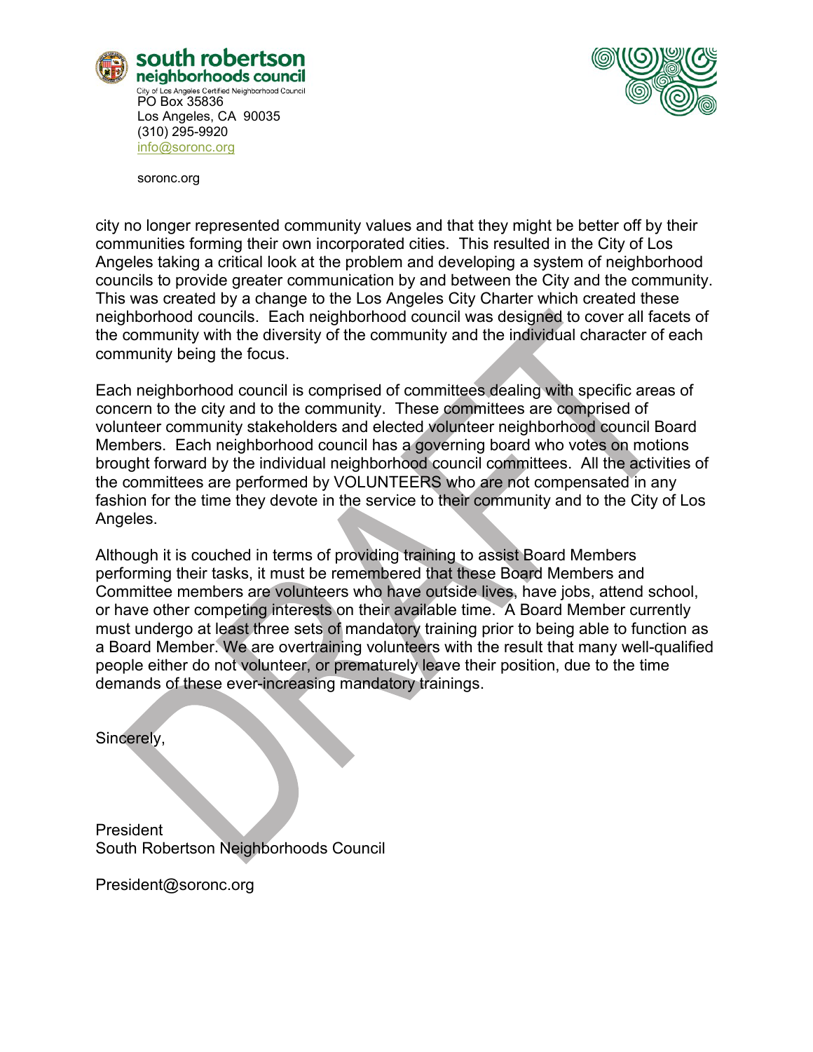**south robertson neighborhoods council**
City of Los Angeles Certified Neighborhood Council
PO Box 35836
Los Angeles, CA 90035
(310) 295-9920
info@soronc.org

soronc.org

city no longer represented community values and that they might be better off by their communities forming their own incorporated cities. This resulted in the City of Los Angeles taking a critical look at the problem and developing a system of neighborhood councils to provide greater communication by and between the City and the community. This was created by a change to the Los Angeles City Charter which created these neighborhood councils. Each neighborhood council was designed to cover all facets of the community with the diversity of the community and the individual character of each community being the focus.

Each neighborhood council is comprised of committees dealing with specific areas of concern to the city and to the community. These committees are comprised of volunteer community stakeholders and elected volunteer neighborhood council Board Members. Each neighborhood council has a governing board who votes on motions brought forward by the individual neighborhood council committees. All the activities of the committees are performed by VOLUNTEERS who are not compensated in any fashion for the time they devote in the service to their community and to the City of Los Angeles.

Although it is couched in terms of providing training to assist Board Members performing their tasks, it must be remembered that these Board Members and Committee members are volunteers who have outside lives, have jobs, attend school, or have other competing interests on their available time. A Board Member currently must undergo at least three sets of mandatory training prior to being able to function as a Board Member. We are overtraining volunteers with the result that many well-qualified people either do not volunteer, or prematurely leave their position, due to the time demands of these ever-increasing mandatory trainings.

Sincerely,

President
South Robertson Neighborhoods Council

President@soronc.org